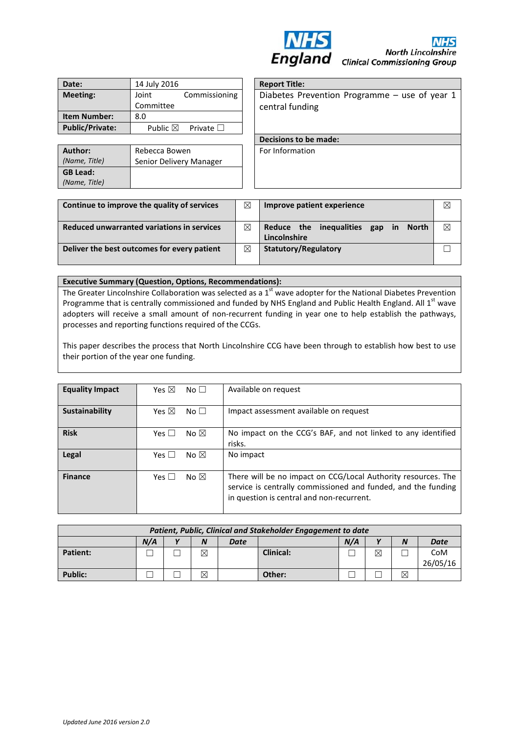NHS England

NHS North Lincolnshire Clinical Commissioning Group

| **Date:** | 14 July 2016 |
|---|---|
| **Meeting:** | Joint Commissioning Committee |
| **Item Number:** | 8.0 |
| **Public/Private:** | Public ☒ Private ☐ |

| **Author:** *(Name, Title)* | Rebecca Bowen Senior Delivery Manager |
|---|---|
| **GB Lead:** *(Name, Title)* | |

| **Report Title:** |
|---|
| Diabetes Prevention Programme – use of year 1 central funding |
| **Decisions to be made:** |
| For Information |

| **Continue to improve the quality of services** | ☒ | **Improve patient experience** | ☒ |
|---|---|---|---|
| **Reduced unwarranted variations in services** | ☒ | **Reduce the inequalities gap in North Lincolnshire** | ☒ |
| **Deliver the best outcomes for every patient** | ☒ | **Statutory/Regulatory** | ☐ |

**Executive Summary (Question, Options, Recommendations):**

The Greater Lincolnshire Collaboration was selected as a 1st wave adopter for the National Diabetes Prevention Programme that is centrally commissioned and funded by NHS England and Public Health England. All 1st wave adopters will receive a small amount of non-recurrent funding in year one to help establish the pathways, processes and reporting functions required of the CCGs.

This paper describes the process that North Lincolnshire CCG have been through to establish how best to use their portion of the year one funding.

| | | | |
|---|---|---|---|
| **Equality Impact** | Yes ☒ | No ☐ | Available on request |
| **Sustainability** | Yes ☒ | No ☐ | Impact assessment available on request |
| **Risk** | Yes ☐ | No ☒ | No impact on the CCG's BAF, and not linked to any identified risks. |
| **Legal** | Yes ☐ | No ☒ | No impact |
| **Finance** | Yes ☐ | No ☒ | There will be no impact on CCG/Local Authority resources. The service is centrally commissioned and funded, and the funding in question is central and non-recurrent. |

| ***Patient, Public, Clinical and Stakeholder Engagement to date*** | | | | | | | | | |
|---|---|---|---|---|---|---|---|---|---|
| | ***N/A*** | ***Y*** | ***N*** | ***Date*** | | ***N/A*** | ***Y*** | ***N*** | ***Date*** |
| **Patient:** | ☐ | ☐ | ☒ | | **Clinical:** | ☐ | ☒ | ☐ | CoM 26/05/16 |
| **Public:** | ☐ | ☐ | ☒ | | **Other:** | ☐ | ☐ | ☒ | |

*Updated June 2016 version 2.0*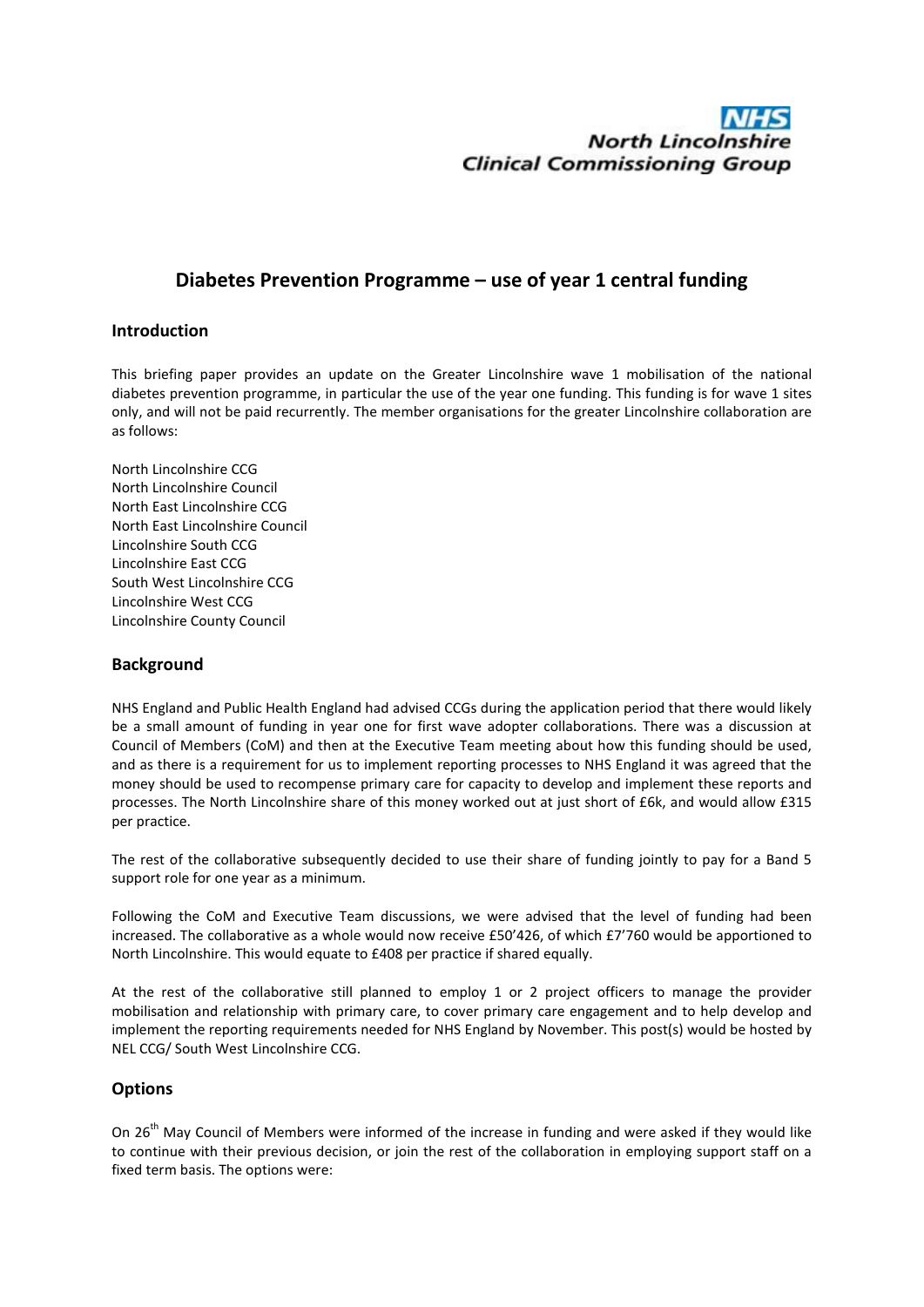# Diabetes Prevention Programme – use of year 1 central funding

## Introduction

This briefing paper provides an update on the Greater Lincolnshire wave 1 mobilisation of the national diabetes prevention programme, in particular the use of the year one funding. This funding is for wave 1 sites only, and will not be paid recurrently. The member organisations for the greater Lincolnshire collaboration are as follows:

North Lincolnshire CCG
North Lincolnshire Council
North East Lincolnshire CCG
North East Lincolnshire Council
Lincolnshire South CCG
Lincolnshire East CCG
South West Lincolnshire CCG
Lincolnshire West CCG
Lincolnshire County Council

## Background

NHS England and Public Health England had advised CCGs during the application period that there would likely be a small amount of funding in year one for first wave adopter collaborations. There was a discussion at Council of Members (CoM) and then at the Executive Team meeting about how this funding should be used, and as there is a requirement for us to implement reporting processes to NHS England it was agreed that the money should be used to recompense primary care for capacity to develop and implement these reports and processes. The North Lincolnshire share of this money worked out at just short of £6k, and would allow £315 per practice.

The rest of the collaborative subsequently decided to use their share of funding jointly to pay for a Band 5 support role for one year as a minimum.

Following the CoM and Executive Team discussions, we were advised that the level of funding had been increased. The collaborative as a whole would now receive £50'426, of which £7'760 would be apportioned to North Lincolnshire. This would equate to £408 per practice if shared equally.

At the rest of the collaborative still planned to employ 1 or 2 project officers to manage the provider mobilisation and relationship with primary care, to cover primary care engagement and to help develop and implement the reporting requirements needed for NHS England by November. This post(s) would be hosted by NEL CCG/ South West Lincolnshire CCG.

## Options

On 26th May Council of Members were informed of the increase in funding and were asked if they would like to continue with their previous decision, or join the rest of the collaboration in employing support staff on a fixed term basis. The options were: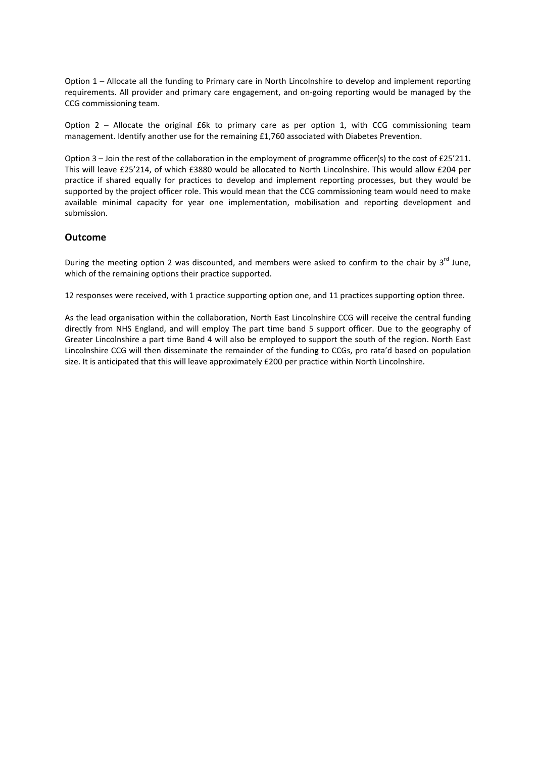Option 1 – Allocate all the funding to Primary care in North Lincolnshire to develop and implement reporting requirements. All provider and primary care engagement, and on-going reporting would be managed by the CCG commissioning team.

Option 2 – Allocate the original £6k to primary care as per option 1, with CCG commissioning team management. Identify another use for the remaining £1,760 associated with Diabetes Prevention.

Option 3 – Join the rest of the collaboration in the employment of programme officer(s) to the cost of £25'211. This will leave £25'214, of which £3880 would be allocated to North Lincolnshire. This would allow £204 per practice if shared equally for practices to develop and implement reporting processes, but they would be supported by the project officer role. This would mean that the CCG commissioning team would need to make available minimal capacity for year one implementation, mobilisation and reporting development and submission.

## Outcome

During the meeting option 2 was discounted, and members were asked to confirm to the chair by 3rd June, which of the remaining options their practice supported.

12 responses were received, with 1 practice supporting option one, and 11 practices supporting option three.

As the lead organisation within the collaboration, North East Lincolnshire CCG will receive the central funding directly from NHS England, and will employ The part time band 5 support officer. Due to the geography of Greater Lincolnshire a part time Band 4 will also be employed to support the south of the region. North East Lincolnshire CCG will then disseminate the remainder of the funding to CCGs, pro rata'd based on population size. It is anticipated that this will leave approximately £200 per practice within North Lincolnshire.